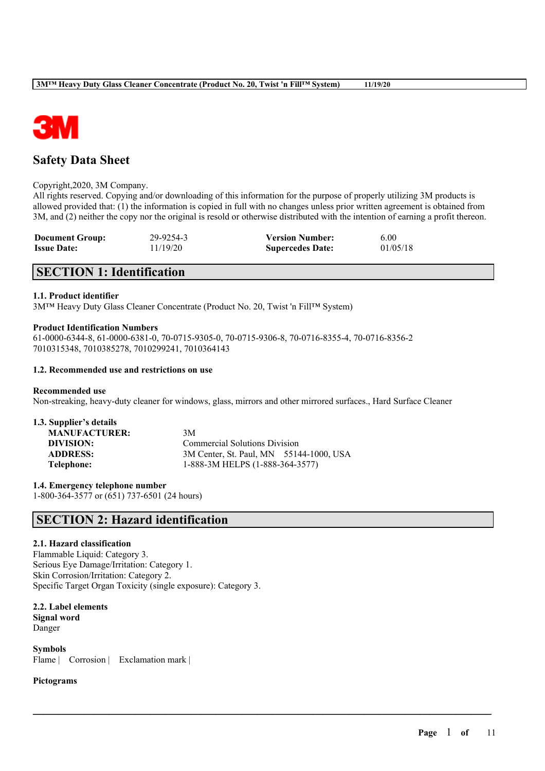# Safety Data Sheet

Copyright,2020, 3M Company.
All rights reserved. Copying and/or downloading of this information for the purpose of properly utilizing 3M products is allowed provided that: (1) the information is copied in full with no changes unless prior written agreement is obtained from 3M, and (2) neither the copy nor the original is resold or otherwise distributed with the intention of earning a profit thereon.

| | | | |
|---|---|---|---|
| **Document Group:** | 29-9254-3 | **Version Number:** | 6.00 |
| **Issue Date:** | 11/19/20 | **Supercedes Date:** | 01/05/18 |

## SECTION 1: Identification

### 1.1. Product identifier
3M™ Heavy Duty Glass Cleaner Concentrate (Product No. 20, Twist 'n Fill™ System)

**Product Identification Numbers**
61-0000-6344-8, 61-0000-6381-0, 70-0715-9305-0, 70-0715-9306-8, 70-0716-8355-4, 70-0716-8356-2
7010315348, 7010385278, 7010299241, 7010364143

### 1.2. Recommended use and restrictions on use

**Recommended use**
Non-streaking, heavy-duty cleaner for windows, glass, mirrors and other mirrored surfaces., Hard Surface Cleaner

### 1.3. Supplier's details

| | |
|---|---|
| **MANUFACTURER:** | 3M |
| **DIVISION:** | Commercial Solutions Division |
| **ADDRESS:** | 3M Center, St. Paul, MN 55144-1000, USA |
| **Telephone:** | 1-888-3M HELPS (1-888-364-3577) |

### 1.4. Emergency telephone number
1-800-364-3577 or (651) 737-6501 (24 hours)

## SECTION 2: Hazard identification

### 2.1. Hazard classification
Flammable Liquid: Category 3.
Serious Eye Damage/Irritation: Category 1.
Skin Corrosion/Irritation: Category 2.
Specific Target Organ Toxicity (single exposure): Category 3.

### 2.2. Label elements
**Signal word**
Danger

**Symbols**
Flame | Corrosion | Exclamation mark |

**Pictograms**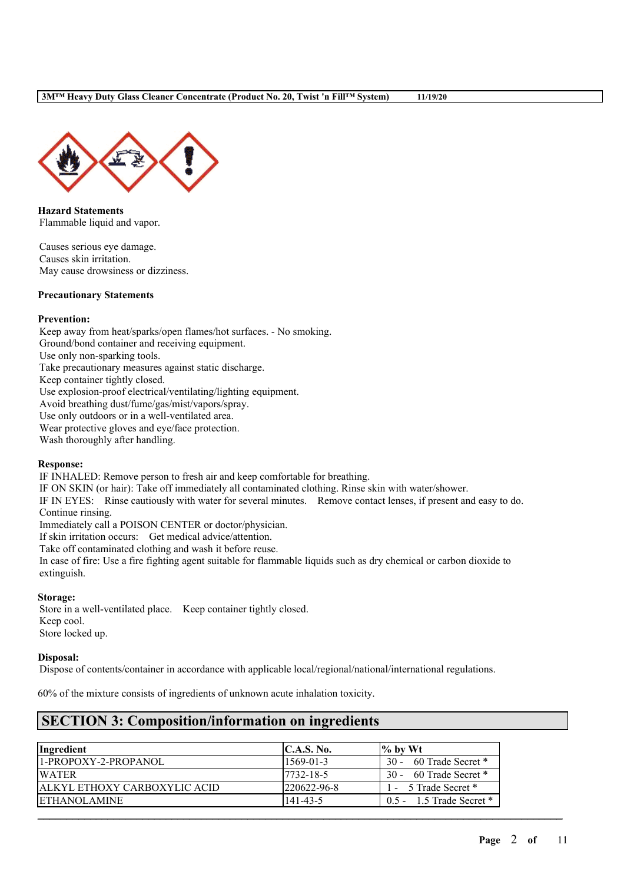**Hazard Statements**

Flammable liquid and vapor.

Causes serious eye damage.
Causes skin irritation.
May cause drowsiness or dizziness.

**Precautionary Statements**

**Prevention:**

Keep away from heat/sparks/open flames/hot surfaces. - No smoking.
Ground/bond container and receiving equipment.
Use only non-sparking tools.
Take precautionary measures against static discharge.
Keep container tightly closed.
Use explosion-proof electrical/ventilating/lighting equipment.
Avoid breathing dust/fume/gas/mist/vapors/spray.
Use only outdoors or in a well-ventilated area.
Wear protective gloves and eye/face protection.
Wash thoroughly after handling.

**Response:**

IF INHALED: Remove person to fresh air and keep comfortable for breathing.
IF ON SKIN (or hair): Take off immediately all contaminated clothing. Rinse skin with water/shower.
IF IN EYES: Rinse cautiously with water for several minutes. Remove contact lenses, if present and easy to do. Continue rinsing.
Immediately call a POISON CENTER or doctor/physician.
If skin irritation occurs: Get medical advice/attention.
Take off contaminated clothing and wash it before reuse.
In case of fire: Use a fire fighting agent suitable for flammable liquids such as dry chemical or carbon dioxide to extinguish.

**Storage:**

Store in a well-ventilated place. Keep container tightly closed.
Keep cool.
Store locked up.

**Disposal:**

Dispose of contents/container in accordance with applicable local/regional/national/international regulations.

60% of the mixture consists of ingredients of unknown acute inhalation toxicity.

## SECTION 3: Composition/information on ingredients

| Ingredient | C.A.S. No. | % by Wt |
|---|---|---|
| 1-PROPOXY-2-PROPANOL | 1569-01-3 | 30 - 60 Trade Secret * |
| WATER | 7732-18-5 | 30 - 60 Trade Secret * |
| ALKYL ETHOXY CARBOXYLIC ACID | 220622-96-8 | 1 - 5 Trade Secret * |
| ETHANOLAMINE | 141-43-5 | 0.5 - 1.5 Trade Secret * |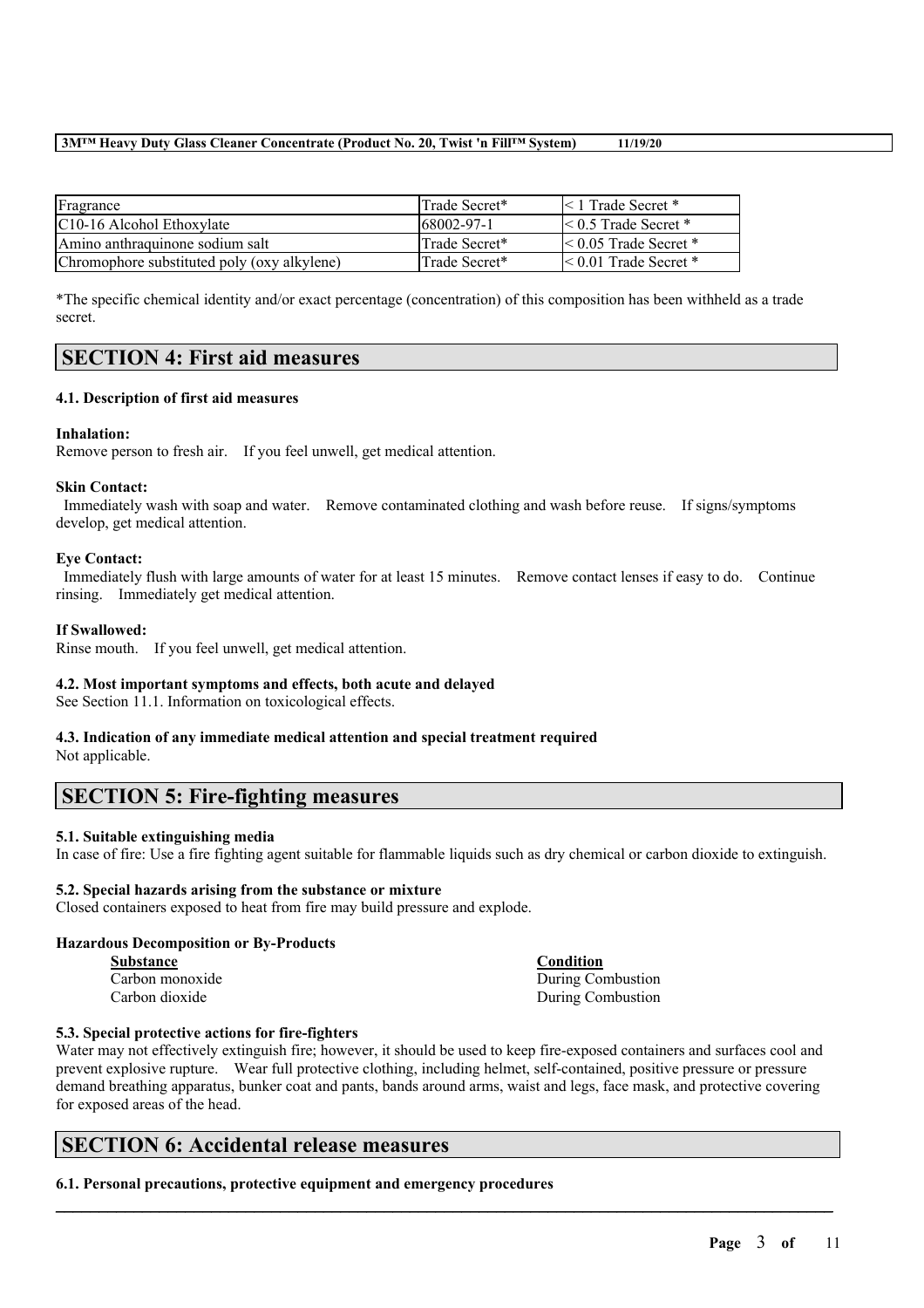| Fragrance | Trade Secret* | < 1 Trade Secret * |
|---|---|---|
| C10-16 Alcohol Ethoxylate | 68002-97-1 | < 0.5 Trade Secret * |
| Amino anthraquinone sodium salt | Trade Secret* | < 0.05 Trade Secret * |
| Chromophore substituted poly (oxy alkylene) | Trade Secret* | < 0.01 Trade Secret * |

*The specific chemical identity and/or exact percentage (concentration) of this composition has been withheld as a trade secret.

## SECTION 4: First aid measures

### 4.1. Description of first aid measures

**Inhalation:**
Remove person to fresh air. If you feel unwell, get medical attention.

**Skin Contact:**
Immediately wash with soap and water. Remove contaminated clothing and wash before reuse. If signs/symptoms develop, get medical attention.

**Eye Contact:**
Immediately flush with large amounts of water for at least 15 minutes. Remove contact lenses if easy to do. Continue rinsing. Immediately get medical attention.

**If Swallowed:**
Rinse mouth. If you feel unwell, get medical attention.

### 4.2. Most important symptoms and effects, both acute and delayed

See Section 11.1. Information on toxicological effects.

### 4.3. Indication of any immediate medical attention and special treatment required

Not applicable.

## SECTION 5: Fire-fighting measures

### 5.1. Suitable extinguishing media

In case of fire: Use a fire fighting agent suitable for flammable liquids such as dry chemical or carbon dioxide to extinguish.

### 5.2. Special hazards arising from the substance or mixture

Closed containers exposed to heat from fire may build pressure and explode.

**Hazardous Decomposition or By-Products**

| Substance | Condition |
|---|---|
| Carbon monoxide | During Combustion |
| Carbon dioxide | During Combustion |

### 5.3. Special protective actions for fire-fighters

Water may not effectively extinguish fire; however, it should be used to keep fire-exposed containers and surfaces cool and prevent explosive rupture. Wear full protective clothing, including helmet, self-contained, positive pressure or pressure demand breathing apparatus, bunker coat and pants, bands around arms, waist and legs, face mask, and protective covering for exposed areas of the head.

## SECTION 6: Accidental release measures

### 6.1. Personal precautions, protective equipment and emergency procedures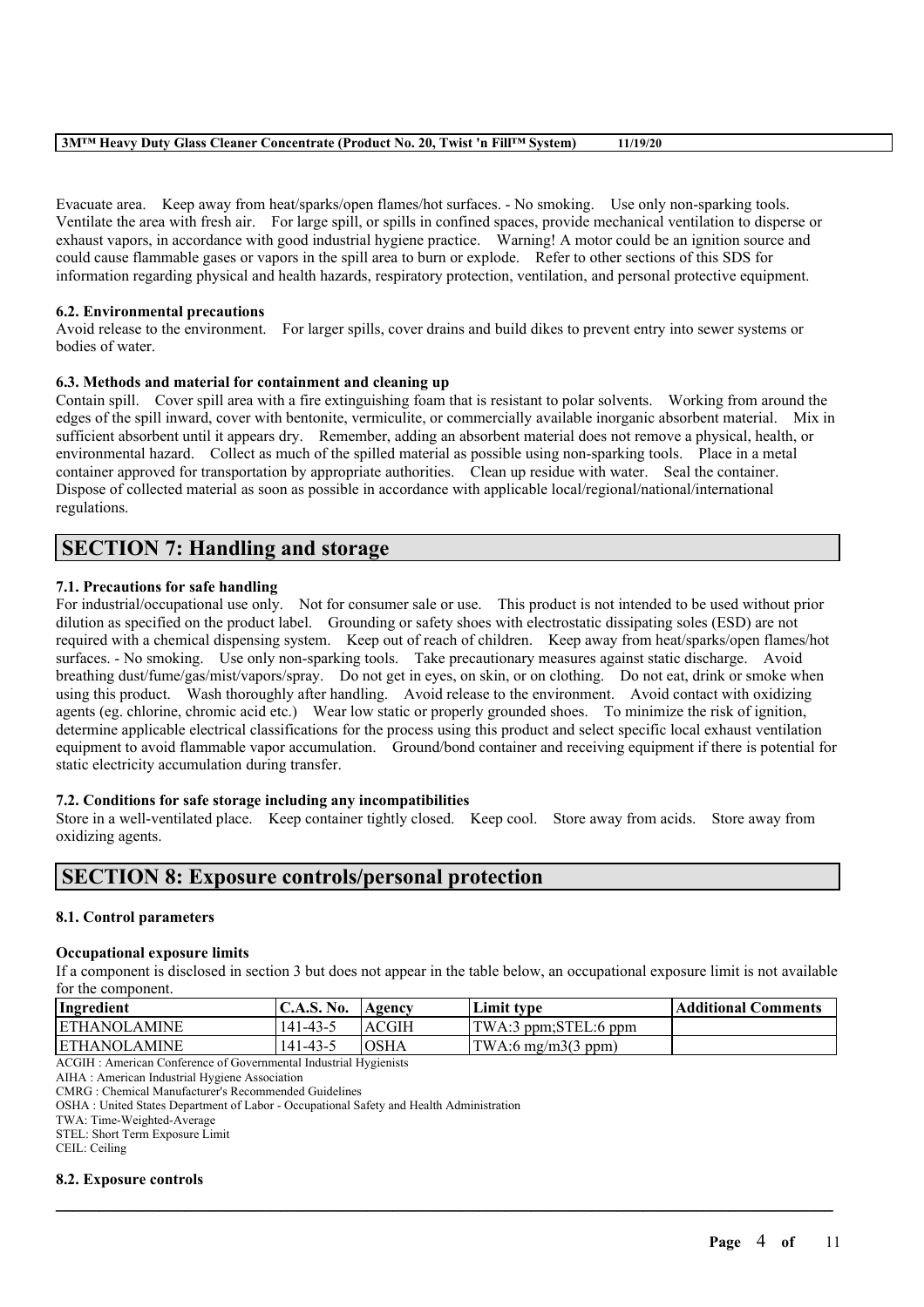Evacuate area. Keep away from heat/sparks/open flames/hot surfaces. - No smoking. Use only non-sparking tools. Ventilate the area with fresh air. For large spill, or spills in confined spaces, provide mechanical ventilation to disperse or exhaust vapors, in accordance with good industrial hygiene practice. Warning! A motor could be an ignition source and could cause flammable gases or vapors in the spill area to burn or explode. Refer to other sections of this SDS for information regarding physical and health hazards, respiratory protection, ventilation, and personal protective equipment.

### 6.2. Environmental precautions

Avoid release to the environment. For larger spills, cover drains and build dikes to prevent entry into sewer systems or bodies of water.

### 6.3. Methods and material for containment and cleaning up

Contain spill. Cover spill area with a fire extinguishing foam that is resistant to polar solvents. Working from around the edges of the spill inward, cover with bentonite, vermiculite, or commercially available inorganic absorbent material. Mix in sufficient absorbent until it appears dry. Remember, adding an absorbent material does not remove a physical, health, or environmental hazard. Collect as much of the spilled material as possible using non-sparking tools. Place in a metal container approved for transportation by appropriate authorities. Clean up residue with water. Seal the container. Dispose of collected material as soon as possible in accordance with applicable local/regional/national/international regulations.

## SECTION 7: Handling and storage

### 7.1. Precautions for safe handling

For industrial/occupational use only. Not for consumer sale or use. This product is not intended to be used without prior dilution as specified on the product label. Grounding or safety shoes with electrostatic dissipating soles (ESD) are not required with a chemical dispensing system. Keep out of reach of children. Keep away from heat/sparks/open flames/hot surfaces. - No smoking. Use only non-sparking tools. Take precautionary measures against static discharge. Avoid breathing dust/fume/gas/mist/vapors/spray. Do not get in eyes, on skin, or on clothing. Do not eat, drink or smoke when using this product. Wash thoroughly after handling. Avoid release to the environment. Avoid contact with oxidizing agents (eg. chlorine, chromic acid etc.) Wear low static or properly grounded shoes. To minimize the risk of ignition, determine applicable electrical classifications for the process using this product and select specific local exhaust ventilation equipment to avoid flammable vapor accumulation. Ground/bond container and receiving equipment if there is potential for static electricity accumulation during transfer.

### 7.2. Conditions for safe storage including any incompatibilities

Store in a well-ventilated place. Keep container tightly closed. Keep cool. Store away from acids. Store away from oxidizing agents.

## SECTION 8: Exposure controls/personal protection

### 8.1. Control parameters

**Occupational exposure limits**

If a component is disclosed in section 3 but does not appear in the table below, an occupational exposure limit is not available for the component.

| Ingredient | C.A.S. No. | Agency | Limit type | Additional Comments |
|---|---|---|---|---|
| ETHANOLAMINE | 141-43-5 | ACGIH | TWA:3 ppm;STEL:6 ppm | |
| ETHANOLAMINE | 141-43-5 | OSHA | TWA:6 mg/m3(3 ppm) | |

ACGIH : American Conference of Governmental Industrial Hygienists
AIHA : American Industrial Hygiene Association
CMRG : Chemical Manufacturer's Recommended Guidelines
OSHA : United States Department of Labor - Occupational Safety and Health Administration
TWA: Time-Weighted-Average
STEL: Short Term Exposure Limit
CEIL: Ceiling

### 8.2. Exposure controls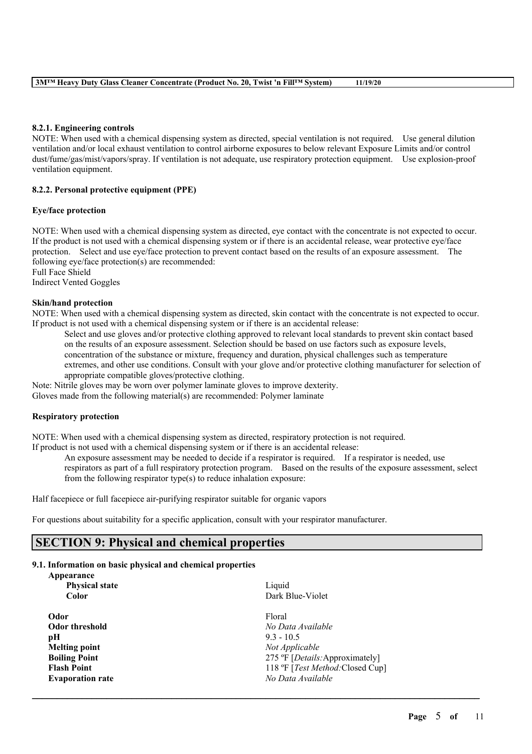#### 8.2.1. Engineering controls

NOTE: When used with a chemical dispensing system as directed, special ventilation is not required. Use general dilution ventilation and/or local exhaust ventilation to control airborne exposures to below relevant Exposure Limits and/or control dust/fume/gas/mist/vapors/spray. If ventilation is not adequate, use respiratory protection equipment. Use explosion-proof ventilation equipment.

#### 8.2.2. Personal protective equipment (PPE)

**Eye/face protection**

NOTE: When used with a chemical dispensing system as directed, eye contact with the concentrate is not expected to occur. If the product is not used with a chemical dispensing system or if there is an accidental release, wear protective eye/face protection. Select and use eye/face protection to prevent contact based on the results of an exposure assessment. The following eye/face protection(s) are recommended:
Full Face Shield
Indirect Vented Goggles

**Skin/hand protection**

NOTE: When used with a chemical dispensing system as directed, skin contact with the concentrate is not expected to occur. If product is not used with a chemical dispensing system or if there is an accidental release:

> Select and use gloves and/or protective clothing approved to relevant local standards to prevent skin contact based on the results of an exposure assessment. Selection should be based on use factors such as exposure levels, concentration of the substance or mixture, frequency and duration, physical challenges such as temperature extremes, and other use conditions. Consult with your glove and/or protective clothing manufacturer for selection of appropriate compatible gloves/protective clothing.

Note: Nitrile gloves may be worn over polymer laminate gloves to improve dexterity.
Gloves made from the following material(s) are recommended: Polymer laminate

**Respiratory protection**

NOTE: When used with a chemical dispensing system as directed, respiratory protection is not required.
If product is not used with a chemical dispensing system or if there is an accidental release:

> An exposure assessment may be needed to decide if a respirator is required. If a respirator is needed, use respirators as part of a full respiratory protection program. Based on the results of the exposure assessment, select from the following respirator type(s) to reduce inhalation exposure:

Half facepiece or full facepiece air-purifying respirator suitable for organic vapors

For questions about suitability for a specific application, consult with your respirator manufacturer.

## SECTION 9: Physical and chemical properties

#### 9.1. Information on basic physical and chemical properties

| Property | Value |
|---|---|
| **Appearance** | |
| **Physical state** | Liquid |
| **Color** | Dark Blue-Violet |
| **Odor** | Floral |
| **Odor threshold** | *No Data Available* |
| **pH** | 9.3 - 10.5 |
| **Melting point** | *Not Applicable* |
| **Boiling Point** | 275 ºF [*Details:*Approximately] |
| **Flash Point** | 118 ºF [*Test Method:*Closed Cup] |
| **Evaporation rate** | *No Data Available* |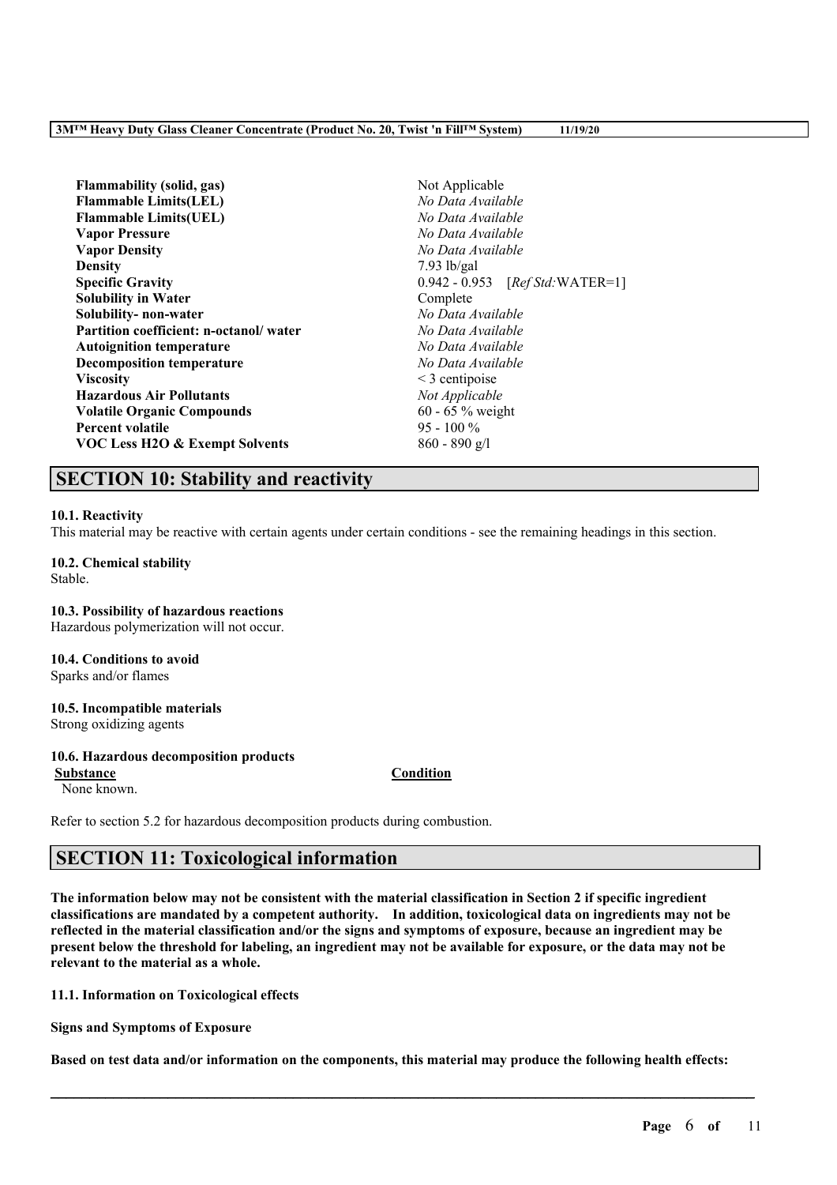| | |
|---|---|
| **Flammability (solid, gas)** | Not Applicable |
| **Flammable Limits(LEL)** | *No Data Available* |
| **Flammable Limits(UEL)** | *No Data Available* |
| **Vapor Pressure** | *No Data Available* |
| **Vapor Density** | *No Data Available* |
| **Density** | 7.93 lb/gal |
| **Specific Gravity** | 0.942 - 0.953 [*Ref Std:*WATER=1] |
| **Solubility in Water** | Complete |
| **Solubility- non-water** | *No Data Available* |
| **Partition coefficient: n-octanol/ water** | *No Data Available* |
| **Autoignition temperature** | *No Data Available* |
| **Decomposition temperature** | *No Data Available* |
| **Viscosity** | < 3 centipoise |
| **Hazardous Air Pollutants** | *Not Applicable* |
| **Volatile Organic Compounds** | 60 - 65 % weight |
| **Percent volatile** | 95 - 100 % |
| **VOC Less H2O & Exempt Solvents** | 860 - 890 g/l |

## SECTION 10: Stability and reactivity

**10.1. Reactivity**
This material may be reactive with certain agents under certain conditions - see the remaining headings in this section.

**10.2. Chemical stability**
Stable.

**10.3. Possibility of hazardous reactions**
Hazardous polymerization will not occur.

**10.4. Conditions to avoid**
Sparks and/or flames

**10.5. Incompatible materials**
Strong oxidizing agents

**10.6. Hazardous decomposition products**

| Substance | Condition |
|---|---|
| None known. | |

Refer to section 5.2 for hazardous decomposition products during combustion.

## SECTION 11: Toxicological information

**The information below may not be consistent with the material classification in Section 2 if specific ingredient classifications are mandated by a competent authority. In addition, toxicological data on ingredients may not be reflected in the material classification and/or the signs and symptoms of exposure, because an ingredient may be present below the threshold for labeling, an ingredient may not be available for exposure, or the data may not be relevant to the material as a whole.**

**11.1. Information on Toxicological effects**

**Signs and Symptoms of Exposure**

**Based on test data and/or information on the components, this material may produce the following health effects:**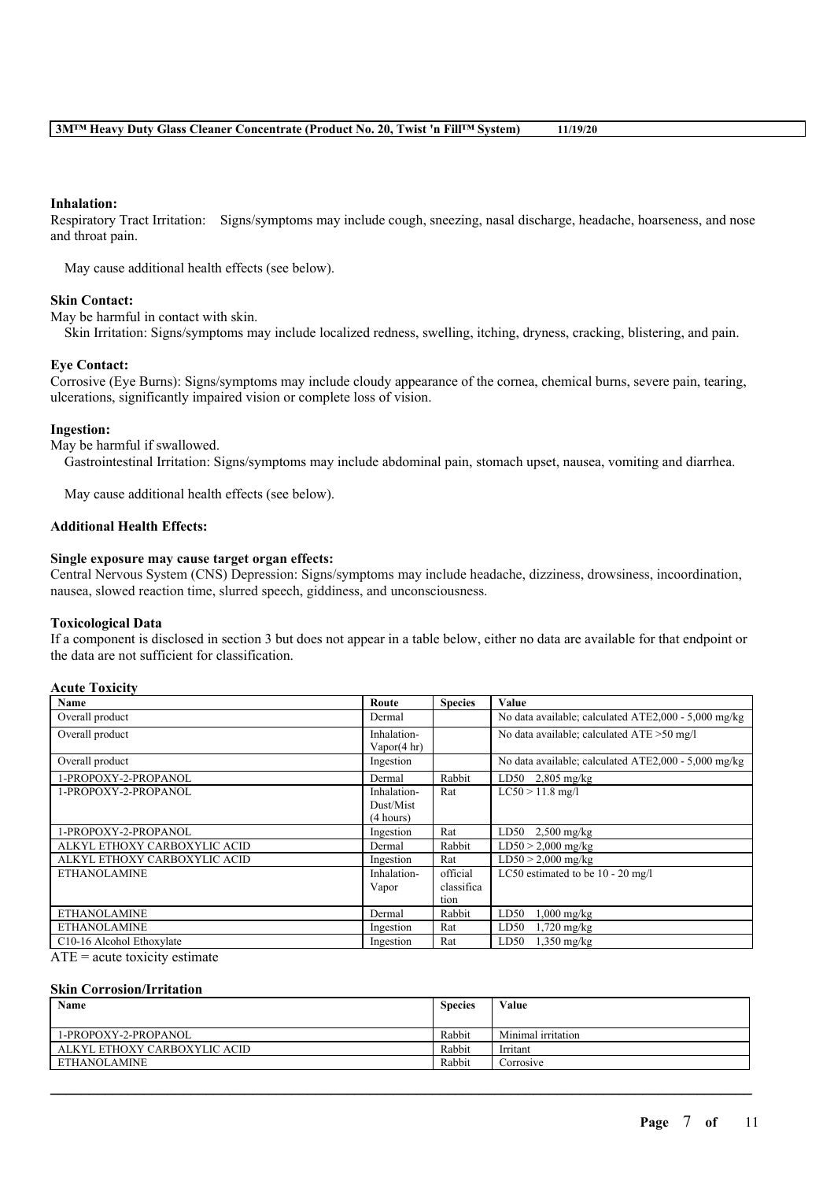**Inhalation:**

Respiratory Tract Irritation: Signs/symptoms may include cough, sneezing, nasal discharge, headache, hoarseness, and nose and throat pain.

May cause additional health effects (see below).

**Skin Contact:**

May be harmful in contact with skin.

Skin Irritation: Signs/symptoms may include localized redness, swelling, itching, dryness, cracking, blistering, and pain.

**Eye Contact:**

Corrosive (Eye Burns): Signs/symptoms may include cloudy appearance of the cornea, chemical burns, severe pain, tearing, ulcerations, significantly impaired vision or complete loss of vision.

**Ingestion:**

May be harmful if swallowed.

Gastrointestinal Irritation: Signs/symptoms may include abdominal pain, stomach upset, nausea, vomiting and diarrhea.

May cause additional health effects (see below).

**Additional Health Effects:**

**Single exposure may cause target organ effects:**

Central Nervous System (CNS) Depression: Signs/symptoms may include headache, dizziness, drowsiness, incoordination, nausea, slowed reaction time, slurred speech, giddiness, and unconsciousness.

**Toxicological Data**

If a component is disclosed in section 3 but does not appear in a table below, either no data are available for that endpoint or the data are not sufficient for classification.

**Acute Toxicity**

| Name | Route | Species | Value |
|---|---|---|---|
| Overall product | Dermal | | No data available; calculated ATE2,000 - 5,000 mg/kg |
| Overall product | Inhalation-Vapor(4 hr) | | No data available; calculated ATE >50 mg/l |
| Overall product | Ingestion | | No data available; calculated ATE2,000 - 5,000 mg/kg |
| 1-PROPOXY-2-PROPANOL | Dermal | Rabbit | LD50 2,805 mg/kg |
| 1-PROPOXY-2-PROPANOL | Inhalation-Dust/Mist (4 hours) | Rat | LC50 > 11.8 mg/l |
| 1-PROPOXY-2-PROPANOL | Ingestion | Rat | LD50 2,500 mg/kg |
| ALKYL ETHOXY CARBOXYLIC ACID | Dermal | Rabbit | LD50 > 2,000 mg/kg |
| ALKYL ETHOXY CARBOXYLIC ACID | Ingestion | Rat | LD50 > 2,000 mg/kg |
| ETHANOLAMINE | Inhalation-Vapor | official classification | LC50 estimated to be 10 - 20 mg/l |
| ETHANOLAMINE | Dermal | Rabbit | LD50 1,000 mg/kg |
| ETHANOLAMINE | Ingestion | Rat | LD50 1,720 mg/kg |
| C10-16 Alcohol Ethoxylate | Ingestion | Rat | LD50 1,350 mg/kg |

ATE = acute toxicity estimate

**Skin Corrosion/Irritation**

| Name | Species | Value |
|---|---|---|
| 1-PROPOXY-2-PROPANOL | Rabbit | Minimal irritation |
| ALKYL ETHOXY CARBOXYLIC ACID | Rabbit | Irritant |
| ETHANOLAMINE | Rabbit | Corrosive |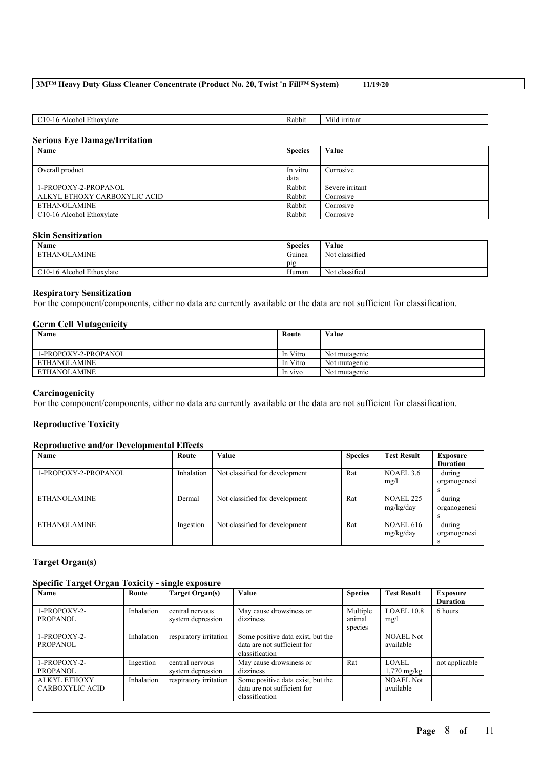| C10-16 Alcohol Ethoxylate | Rabbit | Mild irritant |
|---|---|---|

### Serious Eye Damage/Irritation

| Name | Species | Value |
|---|---|---|
| Overall product | In vitro data | Corrosive |
| 1-PROPOXY-2-PROPANOL | Rabbit | Severe irritant |
| ALKYL ETHOXY CARBOXYLIC ACID | Rabbit | Corrosive |
| ETHANOLAMINE | Rabbit | Corrosive |
| C10-16 Alcohol Ethoxylate | Rabbit | Corrosive |

### Skin Sensitization

| Name | Species | Value |
|---|---|---|
| ETHANOLAMINE | Guinea pig | Not classified |
| C10-16 Alcohol Ethoxylate | Human | Not classified |

### Respiratory Sensitization

For the component/components, either no data are currently available or the data are not sufficient for classification.

### Germ Cell Mutagenicity

| Name | Route | Value |
|---|---|---|
| 1-PROPOXY-2-PROPANOL | In Vitro | Not mutagenic |
| ETHANOLAMINE | In Vitro | Not mutagenic |
| ETHANOLAMINE | In vivo | Not mutagenic |

### Carcinogenicity

For the component/components, either no data are currently available or the data are not sufficient for classification.

### Reproductive Toxicity

#### Reproductive and/or Developmental Effects

| Name | Route | Value | Species | Test Result | Exposure Duration |
|---|---|---|---|---|---|
| 1-PROPOXY-2-PROPANOL | Inhalation | Not classified for development | Rat | NOAEL 3.6 mg/l | during organogenesis |
| ETHANOLAMINE | Dermal | Not classified for development | Rat | NOAEL 225 mg/kg/day | during organogenesis |
| ETHANOLAMINE | Ingestion | Not classified for development | Rat | NOAEL 616 mg/kg/day | during organogenesis |

### Target Organ(s)

#### Specific Target Organ Toxicity - single exposure

| Name | Route | Target Organ(s) | Value | Species | Test Result | Exposure Duration |
|---|---|---|---|---|---|---|
| 1-PROPOXY-2-PROPANOL | Inhalation | central nervous system depression | May cause drowsiness or dizziness | Multiple animal species | LOAEL 10.8 mg/l | 6 hours |
| 1-PROPOXY-2-PROPANOL | Inhalation | respiratory irritation | Some positive data exist, but the data are not sufficient for classification | | NOAEL Not available | |
| 1-PROPOXY-2-PROPANOL | Ingestion | central nervous system depression | May cause drowsiness or dizziness | Rat | LOAEL 1,770 mg/kg | not applicable |
| ALKYL ETHOXY CARBOXYLIC ACID | Inhalation | respiratory irritation | Some positive data exist, but the data are not sufficient for classification | | NOAEL Not available | |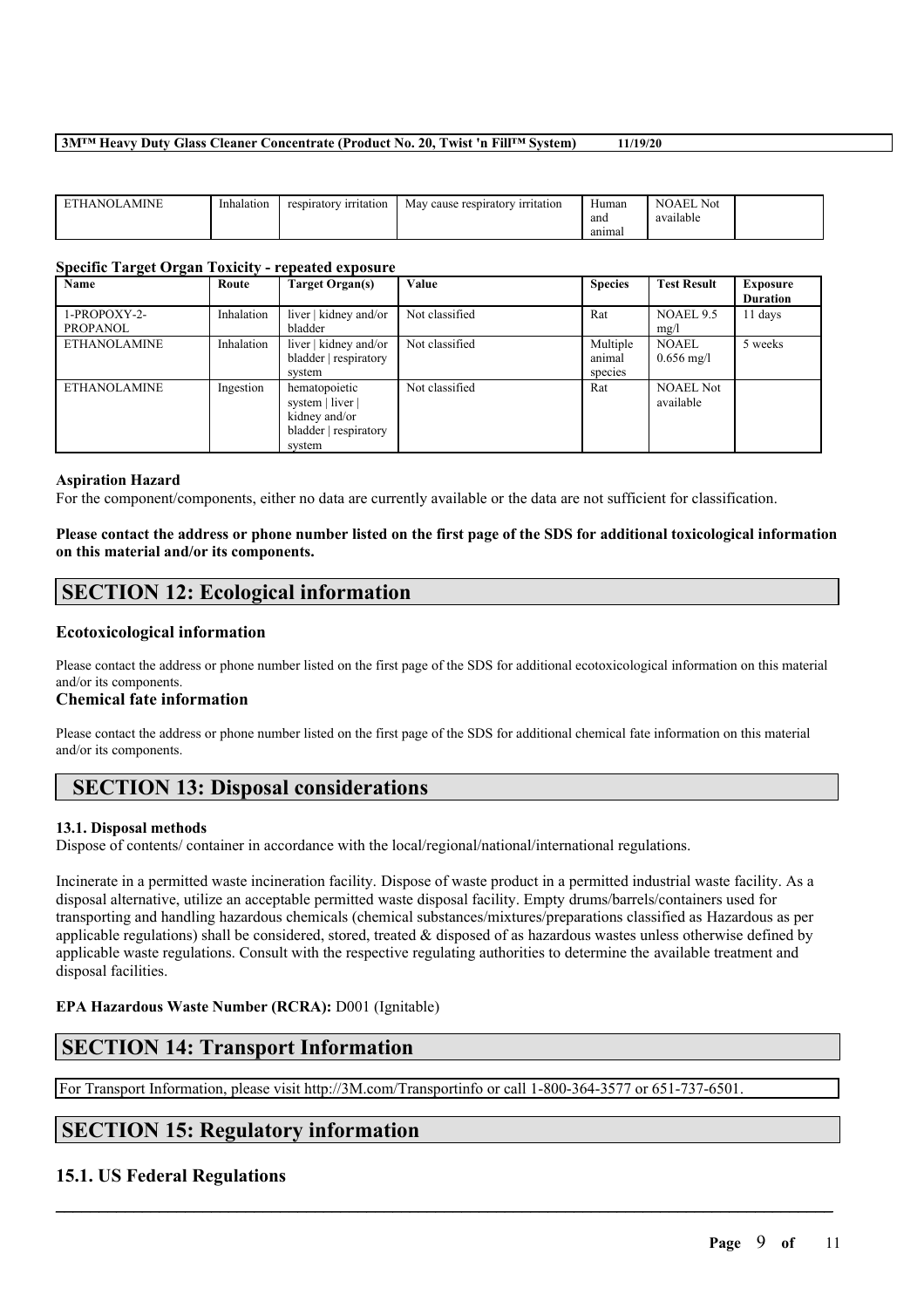| ETHANOLAMINE | Inhalation | respiratory irritation | May cause respiratory irritation | Human and animal | NOAEL Not available | |
|---|---|---|---|---|---|---|

### Specific Target Organ Toxicity - repeated exposure

| Name | Route | Target Organ(s) | Value | Species | Test Result | Exposure Duration |
|---|---|---|---|---|---|---|
| 1-PROPOXY-2-PROPANOL | Inhalation | liver \| kidney and/or bladder | Not classified | Rat | NOAEL 9.5 mg/l | 11 days |
| ETHANOLAMINE | Inhalation | liver \| kidney and/or bladder \| respiratory system | Not classified | Multiple animal species | NOAEL 0.656 mg/l | 5 weeks |
| ETHANOLAMINE | Ingestion | hematopoietic system \| liver \| kidney and/or bladder \| respiratory system | Not classified | Rat | NOAEL Not available | |

### Aspiration Hazard

For the component/components, either no data are currently available or the data are not sufficient for classification.

**Please contact the address or phone number listed on the first page of the SDS for additional toxicological information on this material and/or its components.**

## SECTION 12: Ecological information

### Ecotoxicological information

Please contact the address or phone number listed on the first page of the SDS for additional ecotoxicological information on this material and/or its components.

### Chemical fate information

Please contact the address or phone number listed on the first page of the SDS for additional chemical fate information on this material and/or its components.

## SECTION 13: Disposal considerations

**13.1. Disposal methods**

Dispose of contents/ container in accordance with the local/regional/national/international regulations.

Incinerate in a permitted waste incineration facility. Dispose of waste product in a permitted industrial waste facility. As a disposal alternative, utilize an acceptable permitted waste disposal facility. Empty drums/barrels/containers used for transporting and handling hazardous chemicals (chemical substances/mixtures/preparations classified as Hazardous as per applicable regulations) shall be considered, stored, treated & disposed of as hazardous wastes unless otherwise defined by applicable waste regulations. Consult with the respective regulating authorities to determine the available treatment and disposal facilities.

**EPA Hazardous Waste Number (RCRA):** D001 (Ignitable)

## SECTION 14: Transport Information

For Transport Information, please visit http://3M.com/Transportinfo or call 1-800-364-3577 or 651-737-6501.

## SECTION 15: Regulatory information

### 15.1. US Federal Regulations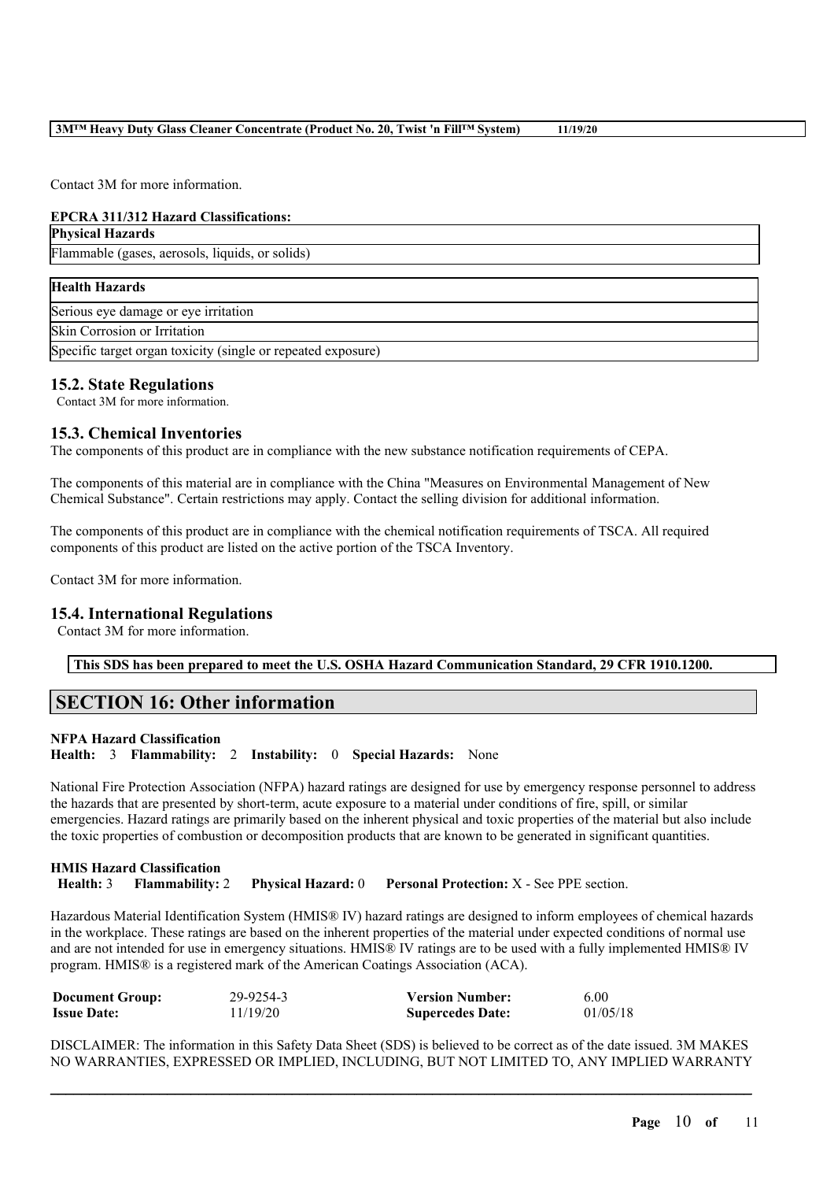Contact 3M for more information.

**EPCRA 311/312 Hazard Classifications:**

| **Physical Hazards** |
|---|
| Flammable (gases, aerosols, liquids, or solids) |

| **Health Hazards** |
|---|
| Serious eye damage or eye irritation |
| Skin Corrosion or Irritation |
| Specific target organ toxicity (single or repeated exposure) |

### 15.2. State Regulations

Contact 3M for more information.

### 15.3. Chemical Inventories

The components of this product are in compliance with the new substance notification requirements of CEPA.

The components of this material are in compliance with the China "Measures on Environmental Management of New Chemical Substance". Certain restrictions may apply. Contact the selling division for additional information.

The components of this product are in compliance with the chemical notification requirements of TSCA. All required components of this product are listed on the active portion of the TSCA Inventory.

Contact 3M for more information.

### 15.4. International Regulations

Contact 3M for more information.

**This SDS has been prepared to meet the U.S. OSHA Hazard Communication Standard, 29 CFR 1910.1200.**

## SECTION 16: Other information

**NFPA Hazard Classification**
**Health:** 3 **Flammability:** 2 **Instability:** 0 **Special Hazards:** None

National Fire Protection Association (NFPA) hazard ratings are designed for use by emergency response personnel to address the hazards that are presented by short-term, acute exposure to a material under conditions of fire, spill, or similar emergencies. Hazard ratings are primarily based on the inherent physical and toxic properties of the material but also include the toxic properties of combustion or decomposition products that are known to be generated in significant quantities.

**HMIS Hazard Classification**
**Health:** 3 **Flammability:** 2 **Physical Hazard:** 0 **Personal Protection:** X - See PPE section.

Hazardous Material Identification System (HMIS® IV) hazard ratings are designed to inform employees of chemical hazards in the workplace. These ratings are based on the inherent properties of the material under expected conditions of normal use and are not intended for use in emergency situations. HMIS® IV ratings are to be used with a fully implemented HMIS® IV program. HMIS® is a registered mark of the American Coatings Association (ACA).

| | | | |
|---|---|---|---|
| **Document Group:** | 29-9254-3 | **Version Number:** | 6.00 |
| **Issue Date:** | 11/19/20 | **Supercedes Date:** | 01/05/18 |

DISCLAIMER: The information in this Safety Data Sheet (SDS) is believed to be correct as of the date issued. 3M MAKES NO WARRANTIES, EXPRESSED OR IMPLIED, INCLUDING, BUT NOT LIMITED TO, ANY IMPLIED WARRANTY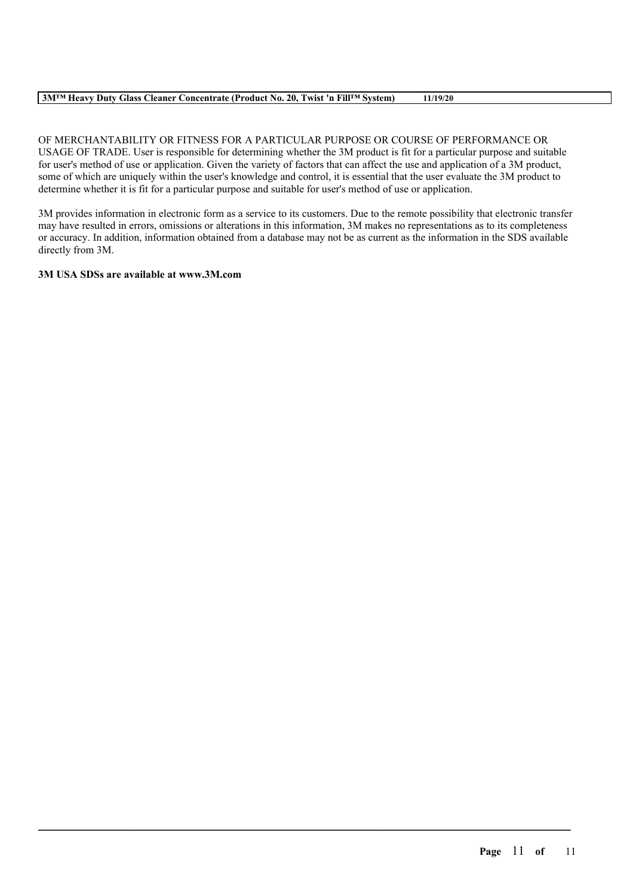OF MERCHANTABILITY OR FITNESS FOR A PARTICULAR PURPOSE OR COURSE OF PERFORMANCE OR USAGE OF TRADE. User is responsible for determining whether the 3M product is fit for a particular purpose and suitable for user's method of use or application. Given the variety of factors that can affect the use and application of a 3M product, some of which are uniquely within the user's knowledge and control, it is essential that the user evaluate the 3M product to determine whether it is fit for a particular purpose and suitable for user's method of use or application.

3M provides information in electronic form as a service to its customers. Due to the remote possibility that electronic transfer may have resulted in errors, omissions or alterations in this information, 3M makes no representations as to its completeness or accuracy. In addition, information obtained from a database may not be as current as the information in the SDS available directly from 3M.

**3M USA SDSs are available at www.3M.com**